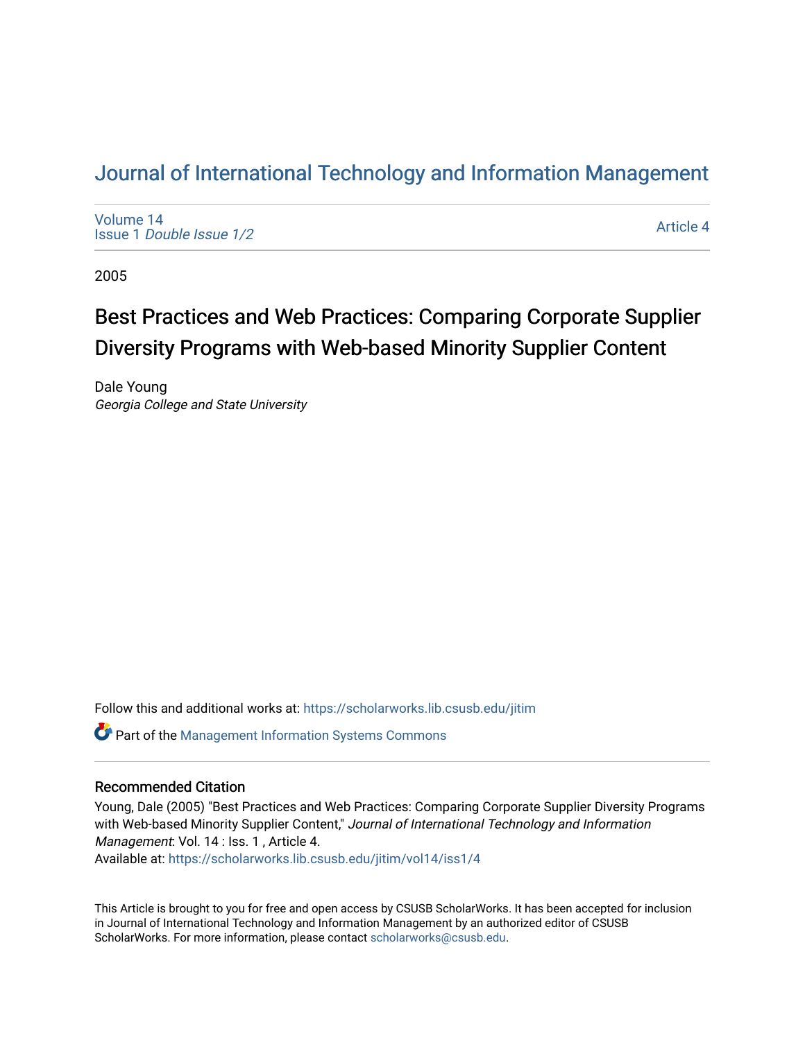# Journal of International Technology and Information Management

Volume 14
Issue 1 *Double Issue 1/2*

Article 4

2005

## Best Practices and Web Practices: Comparing Corporate Supplier Diversity Programs with Web-based Minority Supplier Content

Dale Young
*Georgia College and State University*

Follow this and additional works at: https://scholarworks.lib.csusb.edu/jitim

Part of the Management Information Systems Commons

### Recommended Citation

Young, Dale (2005) "Best Practices and Web Practices: Comparing Corporate Supplier Diversity Programs with Web-based Minority Supplier Content," *Journal of International Technology and Information Management*: Vol. 14 : Iss. 1 , Article 4.
Available at: https://scholarworks.lib.csusb.edu/jitim/vol14/iss1/4

This Article is brought to you for free and open access by CSUSB ScholarWorks. It has been accepted for inclusion in Journal of International Technology and Information Management by an authorized editor of CSUSB ScholarWorks. For more information, please contact scholarworks@csusb.edu.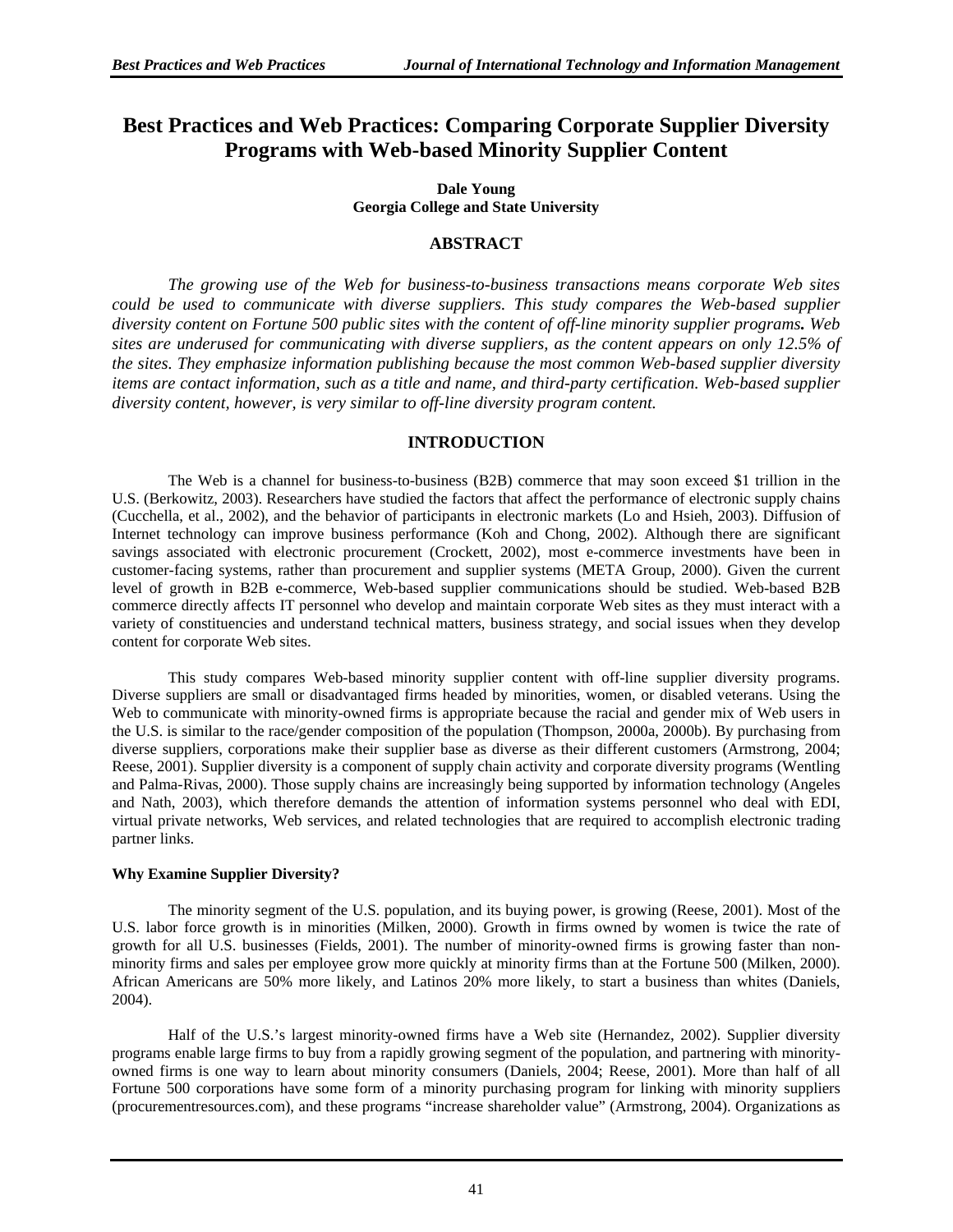# Best Practices and Web Practices: Comparing Corporate Supplier Diversity Programs with Web-based Minority Supplier Content

**Dale Young**
**Georgia College and State University**

## ABSTRACT

*The growing use of the Web for business-to-business transactions means corporate Web sites could be used to communicate with diverse suppliers. This study compares the Web-based supplier diversity content on Fortune 500 public sites with the content of off-line minority supplier programs.* ***Web*** *sites are underused for communicating with diverse suppliers, as the content appears on only 12.5% of the sites. They emphasize information publishing because the most common Web-based supplier diversity items are contact information, such as a title and name, and third-party certification. Web-based supplier diversity content, however, is very similar to off-line diversity program content.*

## INTRODUCTION

The Web is a channel for business-to-business (B2B) commerce that may soon exceed $1 trillion in the U.S. (Berkowitz, 2003). Researchers have studied the factors that affect the performance of electronic supply chains (Cucchella, et al., 2002), and the behavior of participants in electronic markets (Lo and Hsieh, 2003). Diffusion of Internet technology can improve business performance (Koh and Chong, 2002). Although there are significant savings associated with electronic procurement (Crockett, 2002), most e-commerce investments have been in customer-facing systems, rather than procurement and supplier systems (META Group, 2000). Given the current level of growth in B2B e-commerce, Web-based supplier communications should be studied. Web-based B2B commerce directly affects IT personnel who develop and maintain corporate Web sites as they must interact with a variety of constituencies and understand technical matters, business strategy, and social issues when they develop content for corporate Web sites.

This study compares Web-based minority supplier content with off-line supplier diversity programs. Diverse suppliers are small or disadvantaged firms headed by minorities, women, or disabled veterans. Using the Web to communicate with minority-owned firms is appropriate because the racial and gender mix of Web users in the U.S. is similar to the race/gender composition of the population (Thompson, 2000a, 2000b). By purchasing from diverse suppliers, corporations make their supplier base as diverse as their different customers (Armstrong, 2004; Reese, 2001). Supplier diversity is a component of supply chain activity and corporate diversity programs (Wentling and Palma-Rivas, 2000). Those supply chains are increasingly being supported by information technology (Angeles and Nath, 2003), which therefore demands the attention of information systems personnel who deal with EDI, virtual private networks, Web services, and related technologies that are required to accomplish electronic trading partner links.

### Why Examine Supplier Diversity?

The minority segment of the U.S. population, and its buying power, is growing (Reese, 2001). Most of the U.S. labor force growth is in minorities (Milken, 2000). Growth in firms owned by women is twice the rate of growth for all U.S. businesses (Fields, 2001). The number of minority-owned firms is growing faster than non-minority firms and sales per employee grow more quickly at minority firms than at the Fortune 500 (Milken, 2000). African Americans are 50% more likely, and Latinos 20% more likely, to start a business than whites (Daniels, 2004).

Half of the U.S.'s largest minority-owned firms have a Web site (Hernandez, 2002). Supplier diversity programs enable large firms to buy from a rapidly growing segment of the population, and partnering with minority-owned firms is one way to learn about minority consumers (Daniels, 2004; Reese, 2001). More than half of all Fortune 500 corporations have some form of a minority purchasing program for linking with minority suppliers (procurementresources.com), and these programs "increase shareholder value" (Armstrong, 2004). Organizations as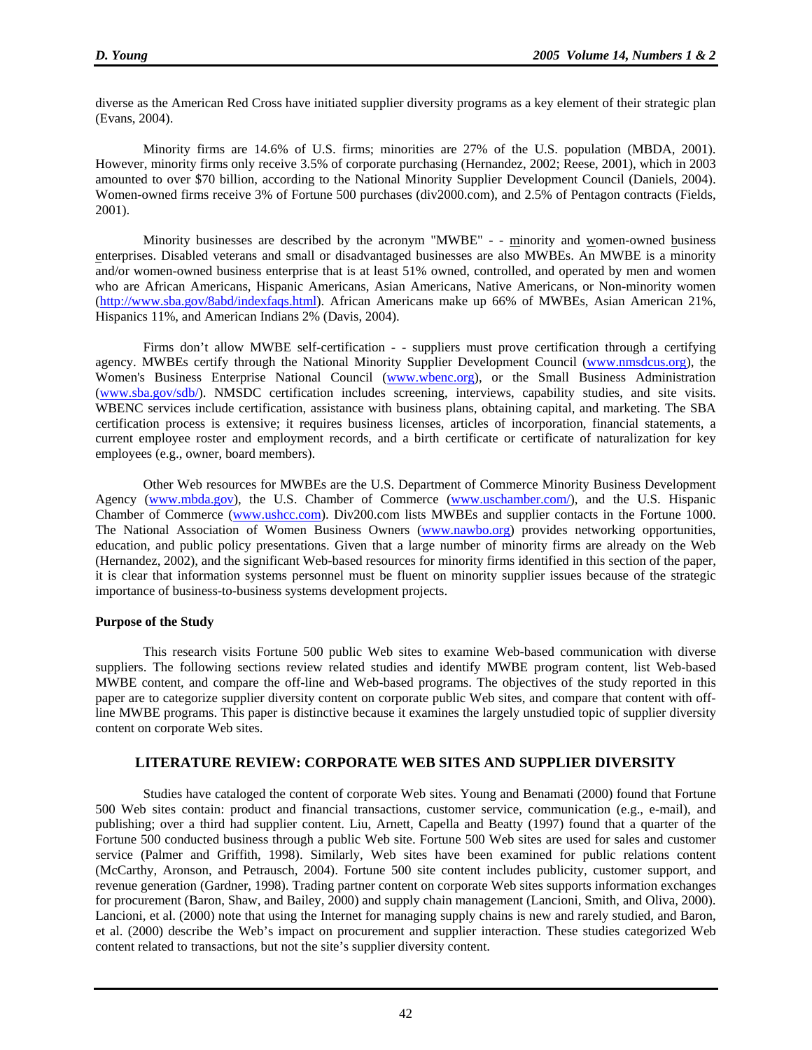diverse as the American Red Cross have initiated supplier diversity programs as a key element of their strategic plan (Evans, 2004).

Minority firms are 14.6% of U.S. firms; minorities are 27% of the U.S. population (MBDA, 2001). However, minority firms only receive 3.5% of corporate purchasing (Hernandez, 2002; Reese, 2001), which in 2003 amounted to over $70 billion, according to the National Minority Supplier Development Council (Daniels, 2004). Women-owned firms receive 3% of Fortune 500 purchases (div2000.com), and 2.5% of Pentagon contracts (Fields, 2001).

Minority businesses are described by the acronym "MWBE" - - minority and women-owned business enterprises. Disabled veterans and small or disadvantaged businesses are also MWBEs. An MWBE is a minority and/or women-owned business enterprise that is at least 51% owned, controlled, and operated by men and women who are African Americans, Hispanic Americans, Asian Americans, Native Americans, or Non-minority women (http://www.sba.gov/8abd/indexfaqs.html). African Americans make up 66% of MWBEs, Asian American 21%, Hispanics 11%, and American Indians 2% (Davis, 2004).

Firms don't allow MWBE self-certification - - suppliers must prove certification through a certifying agency. MWBEs certify through the National Minority Supplier Development Council (www.nmsdcus.org), the Women's Business Enterprise National Council (www.wbenc.org), or the Small Business Administration (www.sba.gov/sdb/). NMSDC certification includes screening, interviews, capability studies, and site visits. WBENC services include certification, assistance with business plans, obtaining capital, and marketing. The SBA certification process is extensive; it requires business licenses, articles of incorporation, financial statements, a current employee roster and employment records, and a birth certificate or certificate of naturalization for key employees (e.g., owner, board members).

Other Web resources for MWBEs are the U.S. Department of Commerce Minority Business Development Agency (www.mbda.gov), the U.S. Chamber of Commerce (www.uschamber.com/), and the U.S. Hispanic Chamber of Commerce (www.ushcc.com). Div200.com lists MWBEs and supplier contacts in the Fortune 1000. The National Association of Women Business Owners (www.nawbo.org) provides networking opportunities, education, and public policy presentations. Given that a large number of minority firms are already on the Web (Hernandez, 2002), and the significant Web-based resources for minority firms identified in this section of the paper, it is clear that information systems personnel must be fluent on minority supplier issues because of the strategic importance of business-to-business systems development projects.

**Purpose of the Study**

This research visits Fortune 500 public Web sites to examine Web-based communication with diverse suppliers. The following sections review related studies and identify MWBE program content, list Web-based MWBE content, and compare the off-line and Web-based programs. The objectives of the study reported in this paper are to categorize supplier diversity content on corporate public Web sites, and compare that content with off-line MWBE programs. This paper is distinctive because it examines the largely unstudied topic of supplier diversity content on corporate Web sites.

## LITERATURE REVIEW: CORPORATE WEB SITES AND SUPPLIER DIVERSITY

Studies have cataloged the content of corporate Web sites. Young and Benamati (2000) found that Fortune 500 Web sites contain: product and financial transactions, customer service, communication (e.g., e-mail), and publishing; over a third had supplier content. Liu, Arnett, Capella and Beatty (1997) found that a quarter of the Fortune 500 conducted business through a public Web site. Fortune 500 Web sites are used for sales and customer service (Palmer and Griffith, 1998). Similarly, Web sites have been examined for public relations content (McCarthy, Aronson, and Petrausch, 2004). Fortune 500 site content includes publicity, customer support, and revenue generation (Gardner, 1998). Trading partner content on corporate Web sites supports information exchanges for procurement (Baron, Shaw, and Bailey, 2000) and supply chain management (Lancioni, Smith, and Oliva, 2000). Lancioni, et al. (2000) note that using the Internet for managing supply chains is new and rarely studied, and Baron, et al. (2000) describe the Web's impact on procurement and supplier interaction. These studies categorized Web content related to transactions, but not the site's supplier diversity content.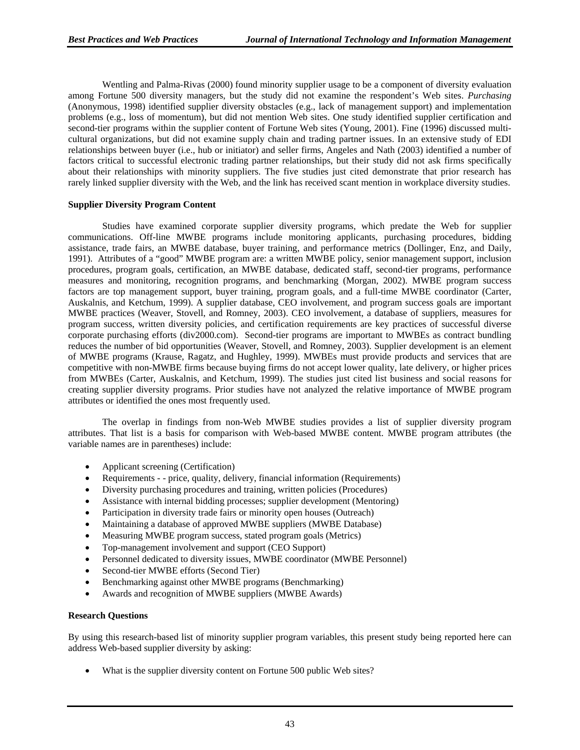Wentling and Palma-Rivas (2000) found minority supplier usage to be a component of diversity evaluation among Fortune 500 diversity managers, but the study did not examine the respondent's Web sites. *Purchasing* (Anonymous, 1998) identified supplier diversity obstacles (e.g., lack of management support) and implementation problems (e.g., loss of momentum), but did not mention Web sites. One study identified supplier certification and second-tier programs within the supplier content of Fortune Web sites (Young, 2001). Fine (1996) discussed multi-cultural organizations, but did not examine supply chain and trading partner issues. In an extensive study of EDI relationships between buyer (i.e., hub or initiator) and seller firms, Angeles and Nath (2003) identified a number of factors critical to successful electronic trading partner relationships, but their study did not ask firms specifically about their relationships with minority suppliers. The five studies just cited demonstrate that prior research has rarely linked supplier diversity with the Web, and the link has received scant mention in workplace diversity studies.

**Supplier Diversity Program Content**

Studies have examined corporate supplier diversity programs, which predate the Web for supplier communications. Off-line MWBE programs include monitoring applicants, purchasing procedures, bidding assistance, trade fairs, an MWBE database, buyer training, and performance metrics (Dollinger, Enz, and Daily, 1991). Attributes of a "good" MWBE program are: a written MWBE policy, senior management support, inclusion procedures, program goals, certification, an MWBE database, dedicated staff, second-tier programs, performance measures and monitoring, recognition programs, and benchmarking (Morgan, 2002). MWBE program success factors are top management support, buyer training, program goals, and a full-time MWBE coordinator (Carter, Auskalnis, and Ketchum, 1999). A supplier database, CEO involvement, and program success goals are important MWBE practices (Weaver, Stovell, and Romney, 2003). CEO involvement, a database of suppliers, measures for program success, written diversity policies, and certification requirements are key practices of successful diverse corporate purchasing efforts (div2000.com). Second-tier programs are important to MWBEs as contract bundling reduces the number of bid opportunities (Weaver, Stovell, and Romney, 2003). Supplier development is an element of MWBE programs (Krause, Ragatz, and Hughley, 1999). MWBEs must provide products and services that are competitive with non-MWBE firms because buying firms do not accept lower quality, late delivery, or higher prices from MWBEs (Carter, Auskalnis, and Ketchum, 1999). The studies just cited list business and social reasons for creating supplier diversity programs. Prior studies have not analyzed the relative importance of MWBE program attributes or identified the ones most frequently used.

The overlap in findings from non-Web MWBE studies provides a list of supplier diversity program attributes. That list is a basis for comparison with Web-based MWBE content. MWBE program attributes (the variable names are in parentheses) include:

- Applicant screening (Certification)
- Requirements - - price, quality, delivery, financial information (Requirements)
- Diversity purchasing procedures and training, written policies (Procedures)
- Assistance with internal bidding processes; supplier development (Mentoring)
- Participation in diversity trade fairs or minority open houses (Outreach)
- Maintaining a database of approved MWBE suppliers (MWBE Database)
- Measuring MWBE program success, stated program goals (Metrics)
- Top-management involvement and support (CEO Support)
- Personnel dedicated to diversity issues, MWBE coordinator (MWBE Personnel)
- Second-tier MWBE efforts (Second Tier)
- Benchmarking against other MWBE programs (Benchmarking)
- Awards and recognition of MWBE suppliers (MWBE Awards)

**Research Questions**

By using this research-based list of minority supplier program variables, this present study being reported here can address Web-based supplier diversity by asking:

- What is the supplier diversity content on Fortune 500 public Web sites?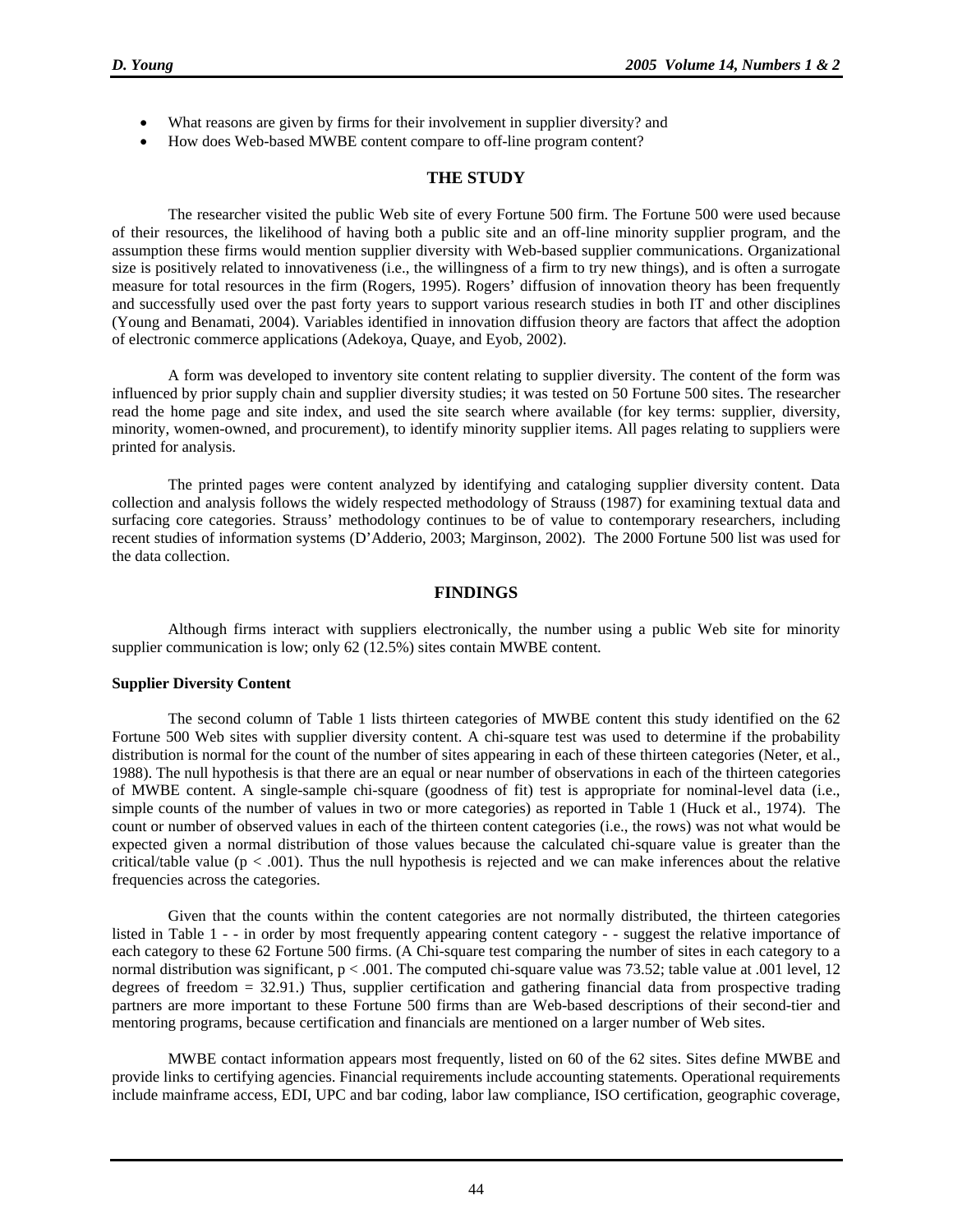- What reasons are given by firms for their involvement in supplier diversity? and
- How does Web-based MWBE content compare to off-line program content?

## THE STUDY

The researcher visited the public Web site of every Fortune 500 firm. The Fortune 500 were used because of their resources, the likelihood of having both a public site and an off-line minority supplier program, and the assumption these firms would mention supplier diversity with Web-based supplier communications. Organizational size is positively related to innovativeness (i.e., the willingness of a firm to try new things), and is often a surrogate measure for total resources in the firm (Rogers, 1995). Rogers' diffusion of innovation theory has been frequently and successfully used over the past forty years to support various research studies in both IT and other disciplines (Young and Benamati, 2004). Variables identified in innovation diffusion theory are factors that affect the adoption of electronic commerce applications (Adekoya, Quaye, and Eyob, 2002).

A form was developed to inventory site content relating to supplier diversity. The content of the form was influenced by prior supply chain and supplier diversity studies; it was tested on 50 Fortune 500 sites. The researcher read the home page and site index, and used the site search where available (for key terms: supplier, diversity, minority, women-owned, and procurement), to identify minority supplier items. All pages relating to suppliers were printed for analysis.

The printed pages were content analyzed by identifying and cataloging supplier diversity content. Data collection and analysis follows the widely respected methodology of Strauss (1987) for examining textual data and surfacing core categories. Strauss' methodology continues to be of value to contemporary researchers, including recent studies of information systems (D'Adderio, 2003; Marginson, 2002). The 2000 Fortune 500 list was used for the data collection.

## FINDINGS

Although firms interact with suppliers electronically, the number using a public Web site for minority supplier communication is low; only 62 (12.5%) sites contain MWBE content.

### Supplier Diversity Content

The second column of Table 1 lists thirteen categories of MWBE content this study identified on the 62 Fortune 500 Web sites with supplier diversity content. A chi-square test was used to determine if the probability distribution is normal for the count of the number of sites appearing in each of these thirteen categories (Neter, et al., 1988). The null hypothesis is that there are an equal or near number of observations in each of the thirteen categories of MWBE content. A single-sample chi-square (goodness of fit) test is appropriate for nominal-level data (i.e., simple counts of the number of values in two or more categories) as reported in Table 1 (Huck et al., 1974). The count or number of observed values in each of the thirteen content categories (i.e., the rows) was not what would be expected given a normal distribution of those values because the calculated chi-square value is greater than the critical/table value ($p < .001$). Thus the null hypothesis is rejected and we can make inferences about the relative frequencies across the categories.

Given that the counts within the content categories are not normally distributed, the thirteen categories listed in Table 1 - - in order by most frequently appearing content category - - suggest the relative importance of each category to these 62 Fortune 500 firms. (A Chi-square test comparing the number of sites in each category to a normal distribution was significant, $p < .001$. The computed chi-square value was 73.52; table value at .001 level, 12 degrees of freedom = 32.91.) Thus, supplier certification and gathering financial data from prospective trading partners are more important to these Fortune 500 firms than are Web-based descriptions of their second-tier and mentoring programs, because certification and financials are mentioned on a larger number of Web sites.

MWBE contact information appears most frequently, listed on 60 of the 62 sites. Sites define MWBE and provide links to certifying agencies. Financial requirements include accounting statements. Operational requirements include mainframe access, EDI, UPC and bar coding, labor law compliance, ISO certification, geographic coverage,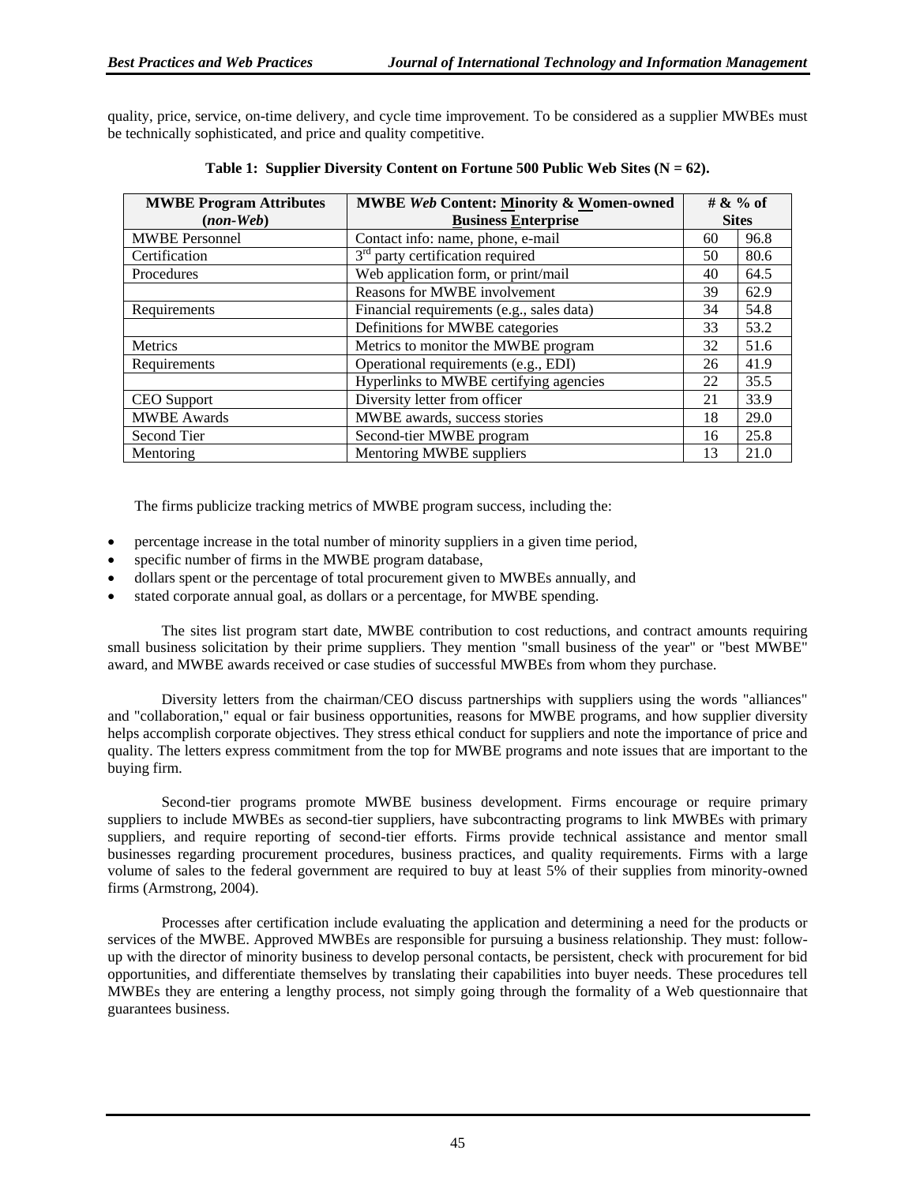quality, price, service, on-time delivery, and cycle time improvement. To be considered as a supplier MWBEs must be technically sophisticated, and price and quality competitive.

**Table 1: Supplier Diversity Content on Fortune 500 Public Web Sites (N = 62).**

| MWBE Program Attributes (*non-Web*) | MWBE *Web* Content: Minority & Women-owned Business Enterprise | # & % of Sites | |
|---|---|---|---|
| MWBE Personnel | Contact info: name, phone, e-mail | 60 | 96.8 |
| Certification | 3rd party certification required | 50 | 80.6 |
| Procedures | Web application form, or print/mail | 40 | 64.5 |
| | Reasons for MWBE involvement | 39 | 62.9 |
| Requirements | Financial requirements (e.g., sales data) | 34 | 54.8 |
| | Definitions for MWBE categories | 33 | 53.2 |
| Metrics | Metrics to monitor the MWBE program | 32 | 51.6 |
| Requirements | Operational requirements (e.g., EDI) | 26 | 41.9 |
| | Hyperlinks to MWBE certifying agencies | 22 | 35.5 |
| CEO Support | Diversity letter from officer | 21 | 33.9 |
| MWBE Awards | MWBE awards, success stories | 18 | 29.0 |
| Second Tier | Second-tier MWBE program | 16 | 25.8 |
| Mentoring | Mentoring MWBE suppliers | 13 | 21.0 |

The firms publicize tracking metrics of MWBE program success, including the:

- percentage increase in the total number of minority suppliers in a given time period,
- specific number of firms in the MWBE program database,
- dollars spent or the percentage of total procurement given to MWBEs annually, and
- stated corporate annual goal, as dollars or a percentage, for MWBE spending.

The sites list program start date, MWBE contribution to cost reductions, and contract amounts requiring small business solicitation by their prime suppliers. They mention "small business of the year" or "best MWBE" award, and MWBE awards received or case studies of successful MWBEs from whom they purchase.

Diversity letters from the chairman/CEO discuss partnerships with suppliers using the words "alliances" and "collaboration," equal or fair business opportunities, reasons for MWBE programs, and how supplier diversity helps accomplish corporate objectives. They stress ethical conduct for suppliers and note the importance of price and quality. The letters express commitment from the top for MWBE programs and note issues that are important to the buying firm.

Second-tier programs promote MWBE business development. Firms encourage or require primary suppliers to include MWBEs as second-tier suppliers, have subcontracting programs to link MWBEs with primary suppliers, and require reporting of second-tier efforts. Firms provide technical assistance and mentor small businesses regarding procurement procedures, business practices, and quality requirements. Firms with a large volume of sales to the federal government are required to buy at least 5% of their supplies from minority-owned firms (Armstrong, 2004).

Processes after certification include evaluating the application and determining a need for the products or services of the MWBE. Approved MWBEs are responsible for pursuing a business relationship. They must: follow-up with the director of minority business to develop personal contacts, be persistent, check with procurement for bid opportunities, and differentiate themselves by translating their capabilities into buyer needs. These procedures tell MWBEs they are entering a lengthy process, not simply going through the formality of a Web questionnaire that guarantees business.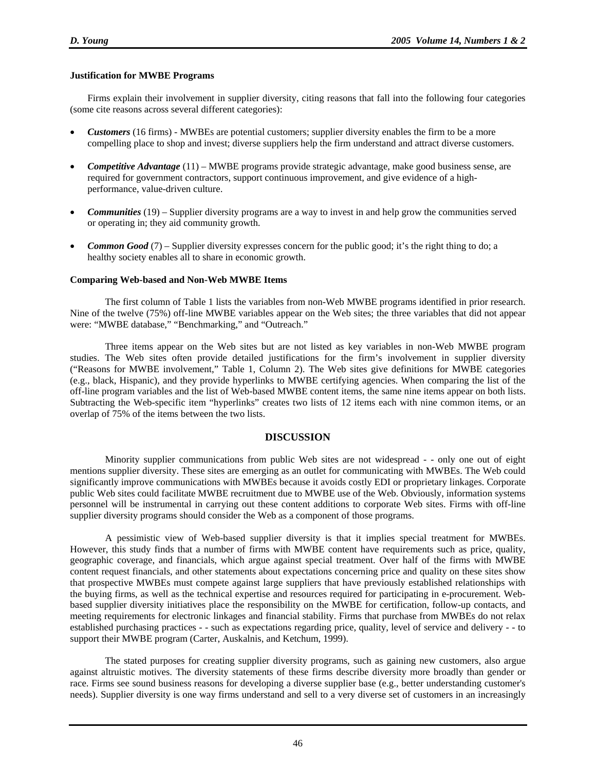### Justification for MWBE Programs

Firms explain their involvement in supplier diversity, citing reasons that fall into the following four categories (some cite reasons across several different categories):

- ***Customers*** (16 firms) - MWBEs are potential customers; supplier diversity enables the firm to be a more compelling place to shop and invest; diverse suppliers help the firm understand and attract diverse customers.
- ***Competitive Advantage*** (11) – MWBE programs provide strategic advantage, make good business sense, are required for government contractors, support continuous improvement, and give evidence of a high-performance, value-driven culture.
- ***Communities*** (19) – Supplier diversity programs are a way to invest in and help grow the communities served or operating in; they aid community growth.
- ***Common Good*** (7) – Supplier diversity expresses concern for the public good; it's the right thing to do; a healthy society enables all to share in economic growth.

### Comparing Web-based and Non-Web MWBE Items

The first column of Table 1 lists the variables from non-Web MWBE programs identified in prior research. Nine of the twelve (75%) off-line MWBE variables appear on the Web sites; the three variables that did not appear were: "MWBE database," "Benchmarking," and "Outreach."

Three items appear on the Web sites but are not listed as key variables in non-Web MWBE program studies. The Web sites often provide detailed justifications for the firm's involvement in supplier diversity ("Reasons for MWBE involvement," Table 1, Column 2). The Web sites give definitions for MWBE categories (e.g., black, Hispanic), and they provide hyperlinks to MWBE certifying agencies. When comparing the list of the off-line program variables and the list of Web-based MWBE content items, the same nine items appear on both lists. Subtracting the Web-specific item "hyperlinks" creates two lists of 12 items each with nine common items, or an overlap of 75% of the items between the two lists.

## DISCUSSION

Minority supplier communications from public Web sites are not widespread - - only one out of eight mentions supplier diversity. These sites are emerging as an outlet for communicating with MWBEs. The Web could significantly improve communications with MWBEs because it avoids costly EDI or proprietary linkages. Corporate public Web sites could facilitate MWBE recruitment due to MWBE use of the Web. Obviously, information systems personnel will be instrumental in carrying out these content additions to corporate Web sites. Firms with off-line supplier diversity programs should consider the Web as a component of those programs.

A pessimistic view of Web-based supplier diversity is that it implies special treatment for MWBEs. However, this study finds that a number of firms with MWBE content have requirements such as price, quality, geographic coverage, and financials, which argue against special treatment. Over half of the firms with MWBE content request financials, and other statements about expectations concerning price and quality on these sites show that prospective MWBEs must compete against large suppliers that have previously established relationships with the buying firms, as well as the technical expertise and resources required for participating in e-procurement. Web-based supplier diversity initiatives place the responsibility on the MWBE for certification, follow-up contacts, and meeting requirements for electronic linkages and financial stability. Firms that purchase from MWBEs do not relax established purchasing practices - - such as expectations regarding price, quality, level of service and delivery - - to support their MWBE program (Carter, Auskalnis, and Ketchum, 1999).

The stated purposes for creating supplier diversity programs, such as gaining new customers, also argue against altruistic motives. The diversity statements of these firms describe diversity more broadly than gender or race. Firms see sound business reasons for developing a diverse supplier base (e.g., better understanding customer's needs). Supplier diversity is one way firms understand and sell to a very diverse set of customers in an increasingly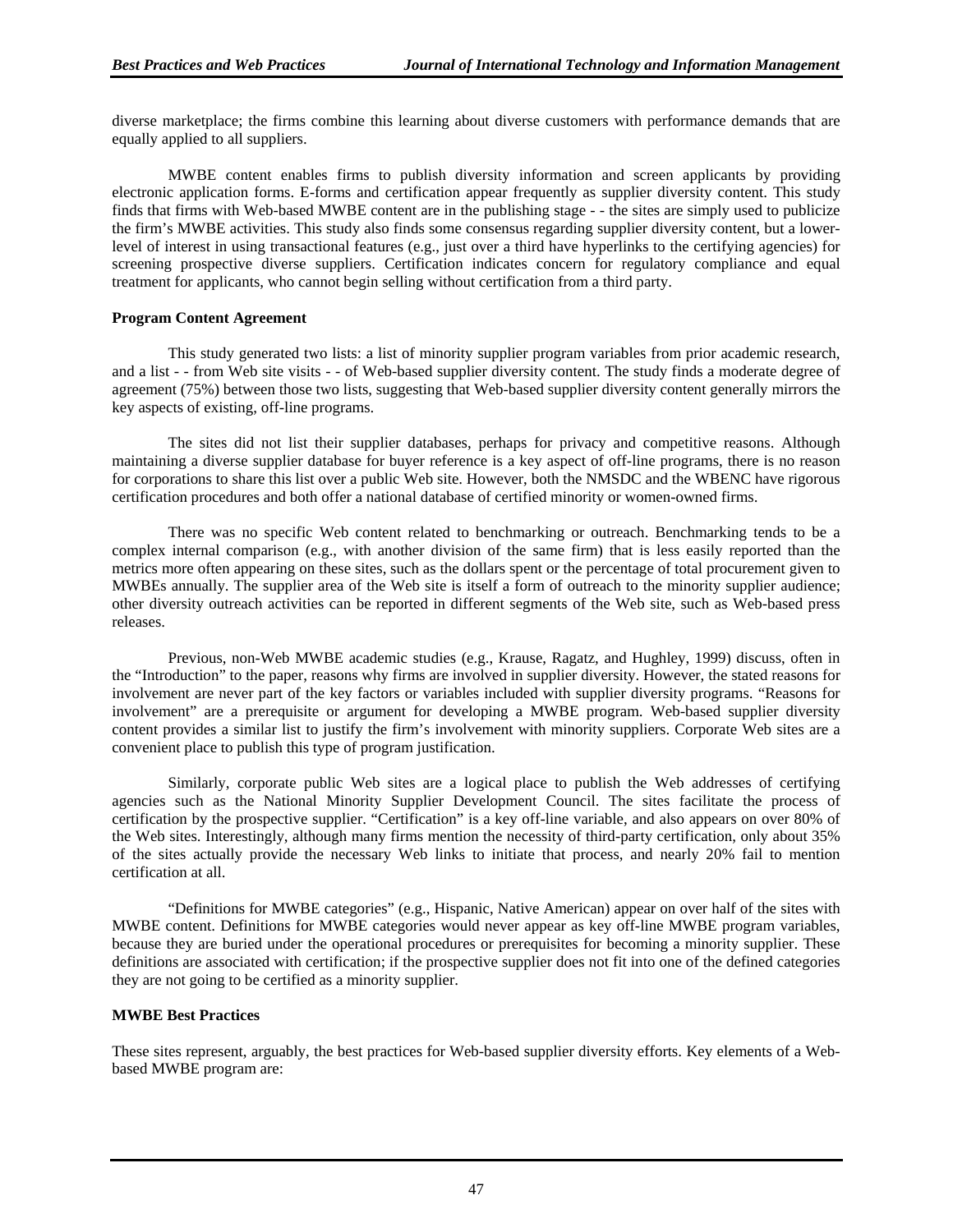diverse marketplace; the firms combine this learning about diverse customers with performance demands that are equally applied to all suppliers.

MWBE content enables firms to publish diversity information and screen applicants by providing electronic application forms. E-forms and certification appear frequently as supplier diversity content. This study finds that firms with Web-based MWBE content are in the publishing stage - - the sites are simply used to publicize the firm's MWBE activities. This study also finds some consensus regarding supplier diversity content, but a lower-level of interest in using transactional features (e.g., just over a third have hyperlinks to the certifying agencies) for screening prospective diverse suppliers. Certification indicates concern for regulatory compliance and equal treatment for applicants, who cannot begin selling without certification from a third party.

**Program Content Agreement**

This study generated two lists: a list of minority supplier program variables from prior academic research, and a list - - from Web site visits - - of Web-based supplier diversity content. The study finds a moderate degree of agreement (75%) between those two lists, suggesting that Web-based supplier diversity content generally mirrors the key aspects of existing, off-line programs.

The sites did not list their supplier databases, perhaps for privacy and competitive reasons. Although maintaining a diverse supplier database for buyer reference is a key aspect of off-line programs, there is no reason for corporations to share this list over a public Web site. However, both the NMSDC and the WBENC have rigorous certification procedures and both offer a national database of certified minority or women-owned firms.

There was no specific Web content related to benchmarking or outreach. Benchmarking tends to be a complex internal comparison (e.g., with another division of the same firm) that is less easily reported than the metrics more often appearing on these sites, such as the dollars spent or the percentage of total procurement given to MWBEs annually. The supplier area of the Web site is itself a form of outreach to the minority supplier audience; other diversity outreach activities can be reported in different segments of the Web site, such as Web-based press releases.

Previous, non-Web MWBE academic studies (e.g., Krause, Ragatz, and Hughley, 1999) discuss, often in the "Introduction" to the paper, reasons why firms are involved in supplier diversity. However, the stated reasons for involvement are never part of the key factors or variables included with supplier diversity programs. "Reasons for involvement" are a prerequisite or argument for developing a MWBE program. Web-based supplier diversity content provides a similar list to justify the firm's involvement with minority suppliers. Corporate Web sites are a convenient place to publish this type of program justification.

Similarly, corporate public Web sites are a logical place to publish the Web addresses of certifying agencies such as the National Minority Supplier Development Council. The sites facilitate the process of certification by the prospective supplier. "Certification" is a key off-line variable, and also appears on over 80% of the Web sites. Interestingly, although many firms mention the necessity of third-party certification, only about 35% of the sites actually provide the necessary Web links to initiate that process, and nearly 20% fail to mention certification at all.

"Definitions for MWBE categories" (e.g., Hispanic, Native American) appear on over half of the sites with MWBE content. Definitions for MWBE categories would never appear as key off-line MWBE program variables, because they are buried under the operational procedures or prerequisites for becoming a minority supplier. These definitions are associated with certification; if the prospective supplier does not fit into one of the defined categories they are not going to be certified as a minority supplier.

**MWBE Best Practices**

These sites represent, arguably, the best practices for Web-based supplier diversity efforts. Key elements of a Web-based MWBE program are: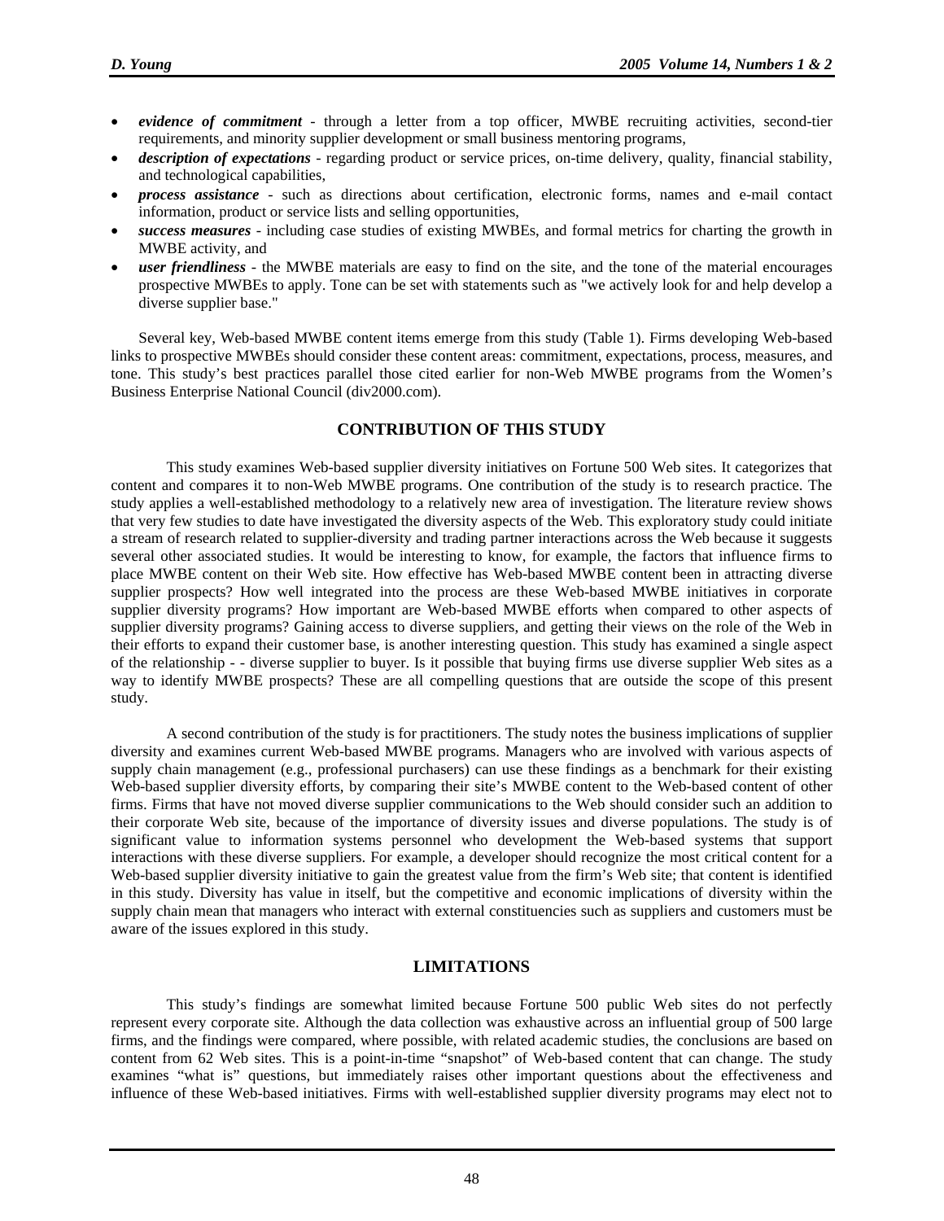- ***evidence of commitment*** - through a letter from a top officer, MWBE recruiting activities, second-tier requirements, and minority supplier development or small business mentoring programs,
- ***description of expectations*** - regarding product or service prices, on-time delivery, quality, financial stability, and technological capabilities,
- ***process assistance*** - such as directions about certification, electronic forms, names and e-mail contact information, product or service lists and selling opportunities,
- ***success measures*** - including case studies of existing MWBEs, and formal metrics for charting the growth in MWBE activity, and
- ***user friendliness*** - the MWBE materials are easy to find on the site, and the tone of the material encourages prospective MWBEs to apply. Tone can be set with statements such as "we actively look for and help develop a diverse supplier base."

Several key, Web-based MWBE content items emerge from this study (Table 1). Firms developing Web-based links to prospective MWBEs should consider these content areas: commitment, expectations, process, measures, and tone. This study's best practices parallel those cited earlier for non-Web MWBE programs from the Women's Business Enterprise National Council (div2000.com).

## CONTRIBUTION OF THIS STUDY

This study examines Web-based supplier diversity initiatives on Fortune 500 Web sites. It categorizes that content and compares it to non-Web MWBE programs. One contribution of the study is to research practice. The study applies a well-established methodology to a relatively new area of investigation. The literature review shows that very few studies to date have investigated the diversity aspects of the Web. This exploratory study could initiate a stream of research related to supplier-diversity and trading partner interactions across the Web because it suggests several other associated studies. It would be interesting to know, for example, the factors that influence firms to place MWBE content on their Web site. How effective has Web-based MWBE content been in attracting diverse supplier prospects? How well integrated into the process are these Web-based MWBE initiatives in corporate supplier diversity programs? How important are Web-based MWBE efforts when compared to other aspects of supplier diversity programs? Gaining access to diverse suppliers, and getting their views on the role of the Web in their efforts to expand their customer base, is another interesting question. This study has examined a single aspect of the relationship - - diverse supplier to buyer. Is it possible that buying firms use diverse supplier Web sites as a way to identify MWBE prospects? These are all compelling questions that are outside the scope of this present study.

A second contribution of the study is for practitioners. The study notes the business implications of supplier diversity and examines current Web-based MWBE programs. Managers who are involved with various aspects of supply chain management (e.g., professional purchasers) can use these findings as a benchmark for their existing Web-based supplier diversity efforts, by comparing their site's MWBE content to the Web-based content of other firms. Firms that have not moved diverse supplier communications to the Web should consider such an addition to their corporate Web site, because of the importance of diversity issues and diverse populations. The study is of significant value to information systems personnel who development the Web-based systems that support interactions with these diverse suppliers. For example, a developer should recognize the most critical content for a Web-based supplier diversity initiative to gain the greatest value from the firm's Web site; that content is identified in this study. Diversity has value in itself, but the competitive and economic implications of diversity within the supply chain mean that managers who interact with external constituencies such as suppliers and customers must be aware of the issues explored in this study.

## LIMITATIONS

This study's findings are somewhat limited because Fortune 500 public Web sites do not perfectly represent every corporate site. Although the data collection was exhaustive across an influential group of 500 large firms, and the findings were compared, where possible, with related academic studies, the conclusions are based on content from 62 Web sites. This is a point-in-time "snapshot" of Web-based content that can change. The study examines "what is" questions, but immediately raises other important questions about the effectiveness and influence of these Web-based initiatives. Firms with well-established supplier diversity programs may elect not to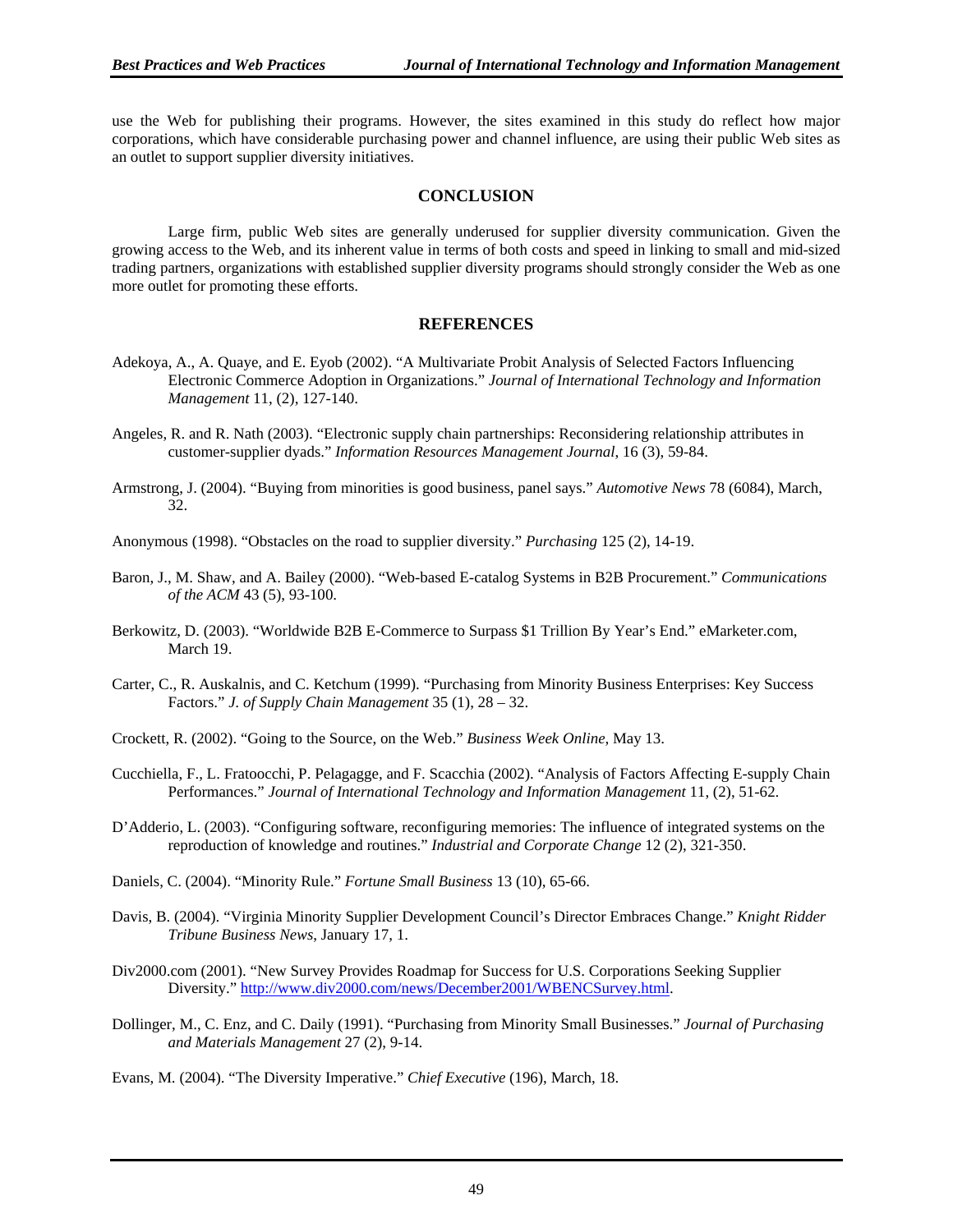use the Web for publishing their programs. However, the sites examined in this study do reflect how major corporations, which have considerable purchasing power and channel influence, are using their public Web sites as an outlet to support supplier diversity initiatives.

## CONCLUSION

Large firm, public Web sites are generally underused for supplier diversity communication. Given the growing access to the Web, and its inherent value in terms of both costs and speed in linking to small and mid-sized trading partners, organizations with established supplier diversity programs should strongly consider the Web as one more outlet for promoting these efforts.

## REFERENCES

Adekoya, A., A. Quaye, and E. Eyob (2002). "A Multivariate Probit Analysis of Selected Factors Influencing Electronic Commerce Adoption in Organizations." *Journal of International Technology and Information Management* 11, (2), 127-140.

Angeles, R. and R. Nath (2003). "Electronic supply chain partnerships: Reconsidering relationship attributes in customer-supplier dyads." *Information Resources Management Journal*, 16 (3), 59-84.

Armstrong, J. (2004). "Buying from minorities is good business, panel says." *Automotive News* 78 (6084), March, 32.

Anonymous (1998). "Obstacles on the road to supplier diversity." *Purchasing* 125 (2), 14-19.

Baron, J., M. Shaw, and A. Bailey (2000). "Web-based E-catalog Systems in B2B Procurement." *Communications of the ACM* 43 (5), 93-100.

Berkowitz, D. (2003). "Worldwide B2B E-Commerce to Surpass $1 Trillion By Year's End." eMarketer.com, March 19.

Carter, C., R. Auskalnis, and C. Ketchum (1999). "Purchasing from Minority Business Enterprises: Key Success Factors." *J. of Supply Chain Management* 35 (1), 28 – 32.

Crockett, R. (2002). "Going to the Source, on the Web." *Business Week Online*, May 13.

Cucchiella, F., L. Fratoocchi, P. Pelagagge, and F. Scacchia (2002). "Analysis of Factors Affecting E-supply Chain Performances." *Journal of International Technology and Information Management* 11, (2), 51-62.

D'Adderio, L. (2003). "Configuring software, reconfiguring memories: The influence of integrated systems on the reproduction of knowledge and routines." *Industrial and Corporate Change* 12 (2), 321-350.

Daniels, C. (2004). "Minority Rule." *Fortune Small Business* 13 (10), 65-66.

Davis, B. (2004). "Virginia Minority Supplier Development Council's Director Embraces Change." *Knight Ridder Tribune Business News*, January 17, 1.

Div2000.com (2001). "New Survey Provides Roadmap for Success for U.S. Corporations Seeking Supplier Diversity." http://www.div2000.com/news/December2001/WBENCSurvey.html.

Dollinger, M., C. Enz, and C. Daily (1991). "Purchasing from Minority Small Businesses." *Journal of Purchasing and Materials Management* 27 (2), 9-14.

Evans, M. (2004). "The Diversity Imperative." *Chief Executive* (196), March, 18.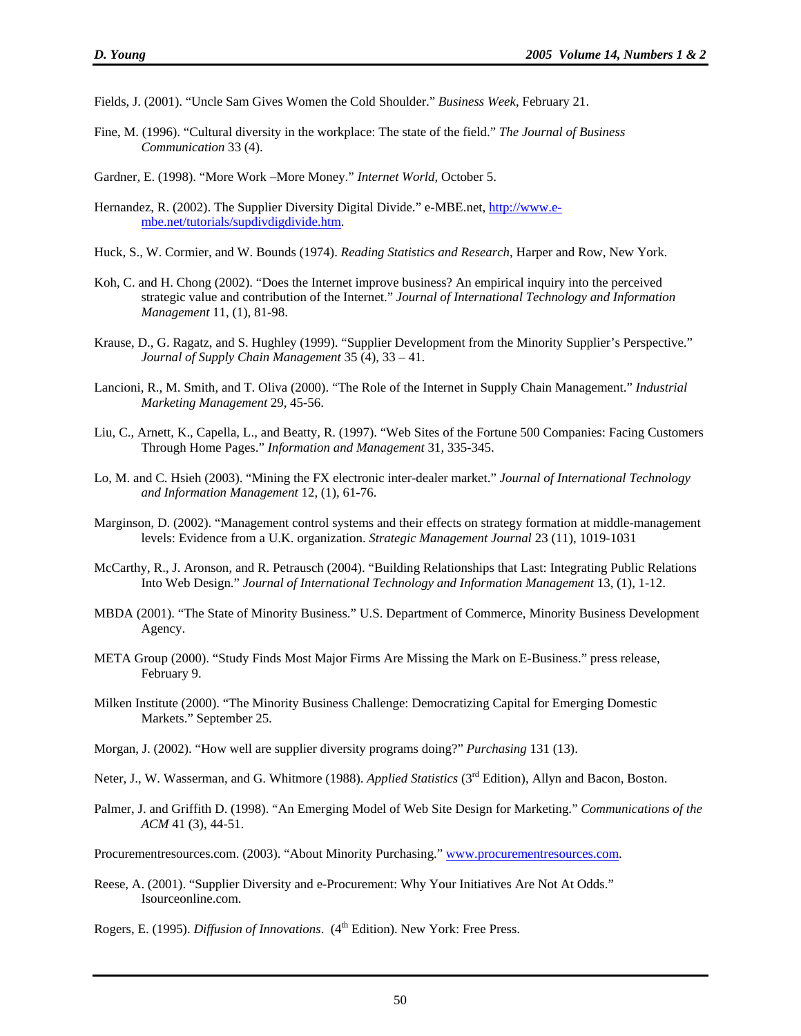Fields, J. (2001). "Uncle Sam Gives Women the Cold Shoulder." *Business Week*, February 21.

Fine, M. (1996). "Cultural diversity in the workplace: The state of the field." *The Journal of Business Communication* 33 (4).

Gardner, E. (1998). "More Work –More Money." *Internet World*, October 5.

Hernandez, R. (2002). The Supplier Diversity Digital Divide." e-MBE.net, http://www.e-mbe.net/tutorials/supdivdigdivide.htm.

Huck, S., W. Cormier, and W. Bounds (1974). *Reading Statistics and Research*, Harper and Row, New York.

Koh, C. and H. Chong (2002). "Does the Internet improve business? An empirical inquiry into the perceived strategic value and contribution of the Internet." *Journal of International Technology and Information Management* 11, (1), 81-98.

Krause, D., G. Ragatz, and S. Hughley (1999). "Supplier Development from the Minority Supplier's Perspective." *Journal of Supply Chain Management* 35 (4), 33 – 41.

Lancioni, R., M. Smith, and T. Oliva (2000). "The Role of the Internet in Supply Chain Management." *Industrial Marketing Management* 29, 45-56.

Liu, C., Arnett, K., Capella, L., and Beatty, R. (1997). "Web Sites of the Fortune 500 Companies: Facing Customers Through Home Pages." *Information and Management* 31, 335-345.

Lo, M. and C. Hsieh (2003). "Mining the FX electronic inter-dealer market." *Journal of International Technology and Information Management* 12, (1), 61-76.

Marginson, D. (2002). "Management control systems and their effects on strategy formation at middle-management levels: Evidence from a U.K. organization. *Strategic Management Journal* 23 (11), 1019-1031

McCarthy, R., J. Aronson, and R. Petrausch (2004). "Building Relationships that Last: Integrating Public Relations Into Web Design." *Journal of International Technology and Information Management* 13, (1), 1-12.

MBDA (2001). "The State of Minority Business." U.S. Department of Commerce, Minority Business Development Agency.

META Group (2000). "Study Finds Most Major Firms Are Missing the Mark on E-Business." press release, February 9.

Milken Institute (2000). "The Minority Business Challenge: Democratizing Capital for Emerging Domestic Markets." September 25.

Morgan, J. (2002). "How well are supplier diversity programs doing?" *Purchasing* 131 (13).

Neter, J., W. Wasserman, and G. Whitmore (1988). *Applied Statistics* (3rd Edition), Allyn and Bacon, Boston.

Palmer, J. and Griffith D. (1998). "An Emerging Model of Web Site Design for Marketing." *Communications of the ACM* 41 (3), 44-51.

Procurementresources.com. (2003). "About Minority Purchasing." www.procurementresources.com.

Reese, A. (2001). "Supplier Diversity and e-Procurement: Why Your Initiatives Are Not At Odds." Isourceonline.com.

Rogers, E. (1995). *Diffusion of Innovations*. (4th Edition). New York: Free Press.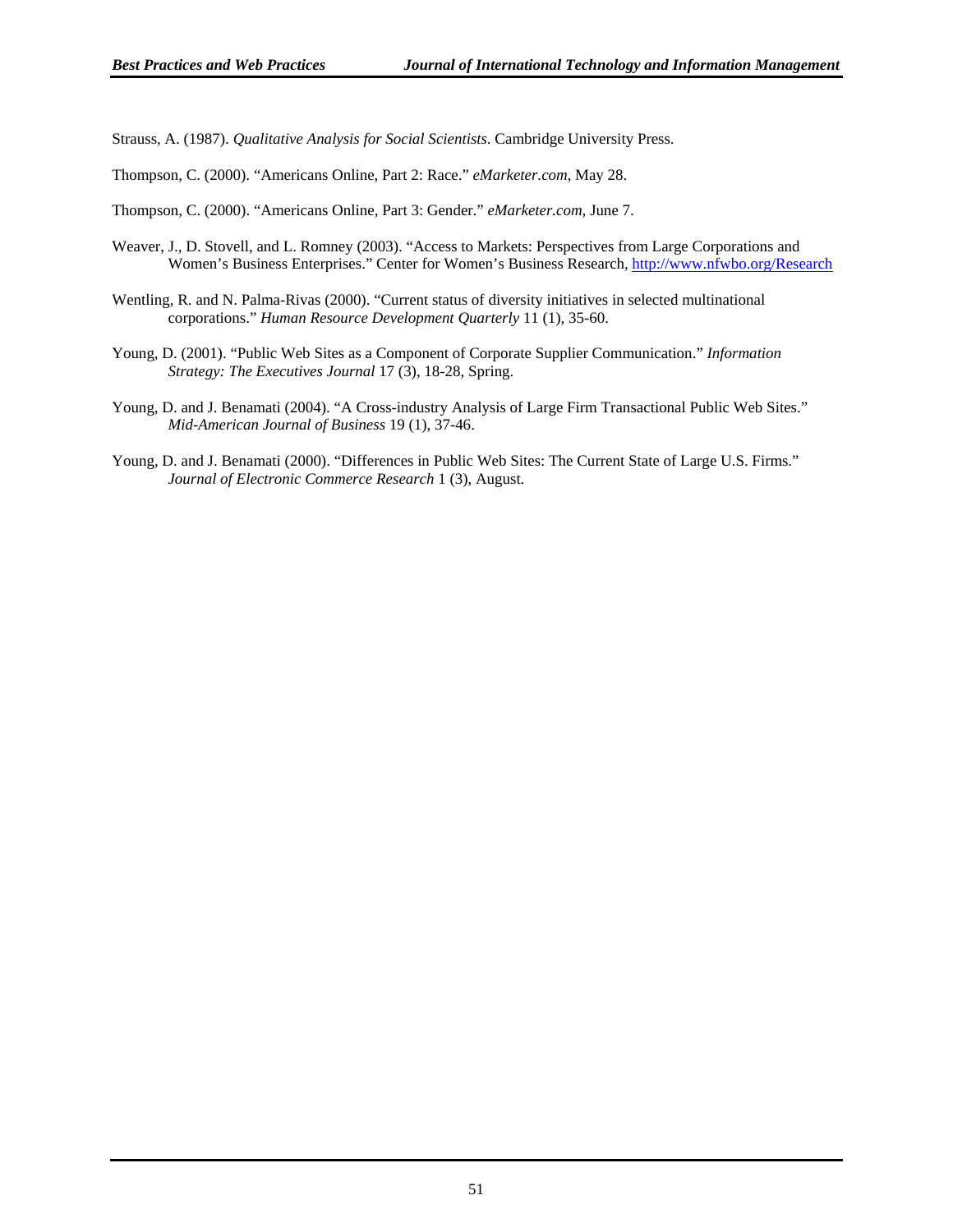Strauss, A. (1987). *Qualitative Analysis for Social Scientists*. Cambridge University Press.

Thompson, C. (2000). "Americans Online, Part 2: Race." *eMarketer.com*, May 28.

Thompson, C. (2000). "Americans Online, Part 3: Gender." *eMarketer.com*, June 7.

Weaver, J., D. Stovell, and L. Romney (2003). "Access to Markets: Perspectives from Large Corporations and Women's Business Enterprises." Center for Women's Business Research, http://www.nfwbo.org/Research

Wentling, R. and N. Palma-Rivas (2000). "Current status of diversity initiatives in selected multinational corporations." *Human Resource Development Quarterly* 11 (1), 35-60.

Young, D. (2001). "Public Web Sites as a Component of Corporate Supplier Communication." *Information Strategy: The Executives Journal* 17 (3), 18-28, Spring.

Young, D. and J. Benamati (2004). "A Cross-industry Analysis of Large Firm Transactional Public Web Sites." *Mid-American Journal of Business* 19 (1), 37-46.

Young, D. and J. Benamati (2000). "Differences in Public Web Sites: The Current State of Large U.S. Firms." *Journal of Electronic Commerce Research* 1 (3), August.